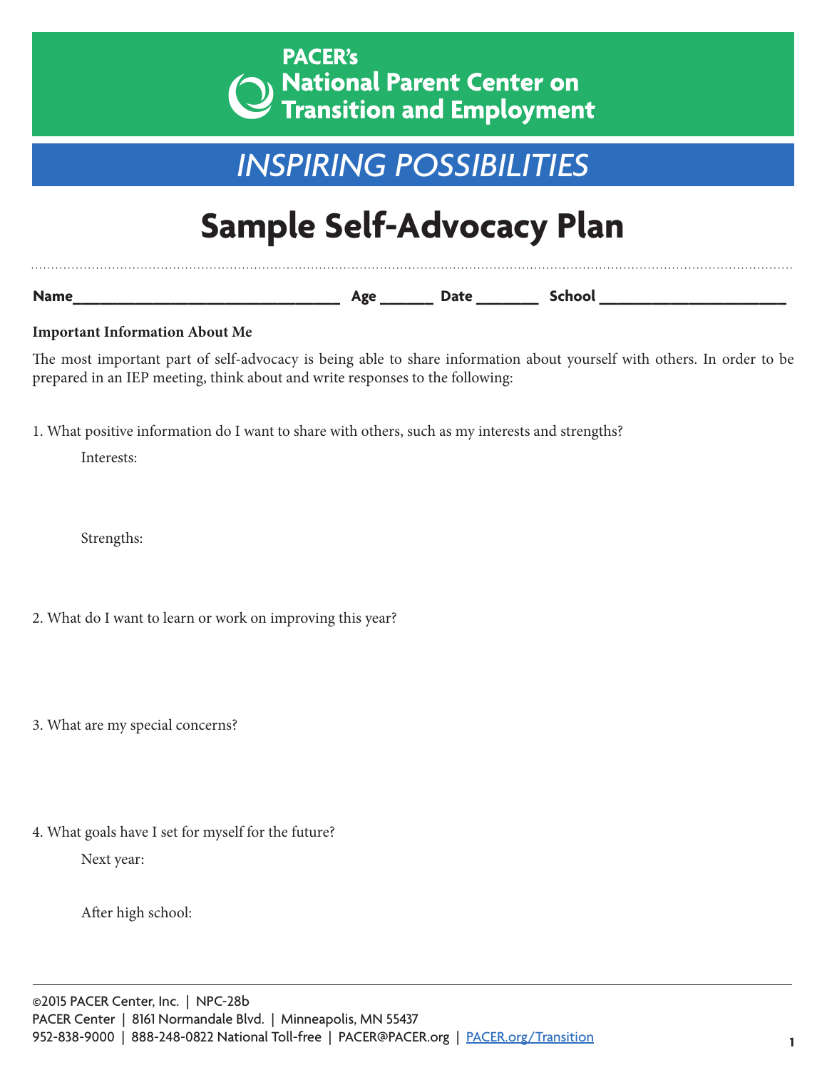PACER's
National Parent Center on
Transition and Employment

*INSPIRING POSSIBILITIES*

# Sample Self-Advocacy Plan

**Name**\_\_\_\_\_\_\_\_\_\_\_\_\_\_\_\_\_\_\_\_\_\_\_\_\_\_\_\_\_\_\_\_ **Age** \_\_\_\_\_\_ **Date** \_\_\_\_\_\_\_ **School** \_\_\_\_\_\_\_\_\_\_\_\_\_\_\_\_\_\_\_\_\_\_

**Important Information About Me**

The most important part of self-advocacy is being able to share information about yourself with others. In order to be prepared in an IEP meeting, think about and write responses to the following:

1. What positive information do I want to share with others, such as my interests and strengths?

   Interests:

   Strengths:

2. What do I want to learn or work on improving this year?

3. What are my special concerns?

4. What goals have I set for myself for the future?

   Next year:

   After high school:

©2015 PACER Center, Inc. | NPC-28b
PACER Center | 8161 Normandale Blvd. | Minneapolis, MN 55437
952-838-9000 | 888-248-0822 National Toll-free | PACER@PACER.org | PACER.org/Transition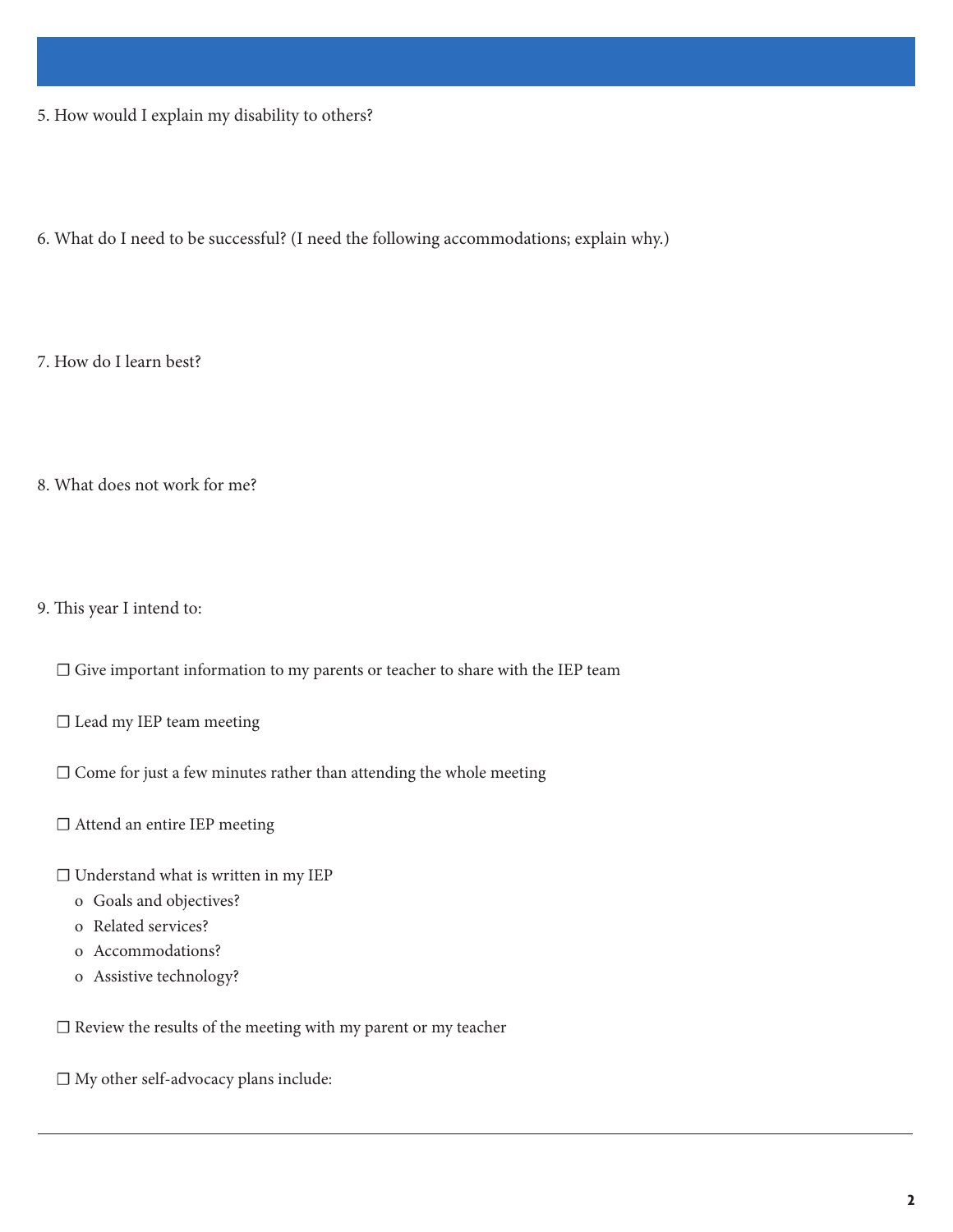5. How would I explain my disability to others?

6. What do I need to be successful? (I need the following accommodations; explain why.)

7. How do I learn best?

8. What does not work for me?

9. This year I intend to:

- ☐ Give important information to my parents or teacher to share with the IEP team
- ☐ Lead my IEP team meeting
- ☐ Come for just a few minutes rather than attending the whole meeting
- ☐ Attend an entire IEP meeting
- ☐ Understand what is written in my IEP
  - Goals and objectives?
  - Related services?
  - Accommodations?
  - Assistive technology?
- ☐ Review the results of the meeting with my parent or my teacher
- ☐ My other self-advocacy plans include:

---